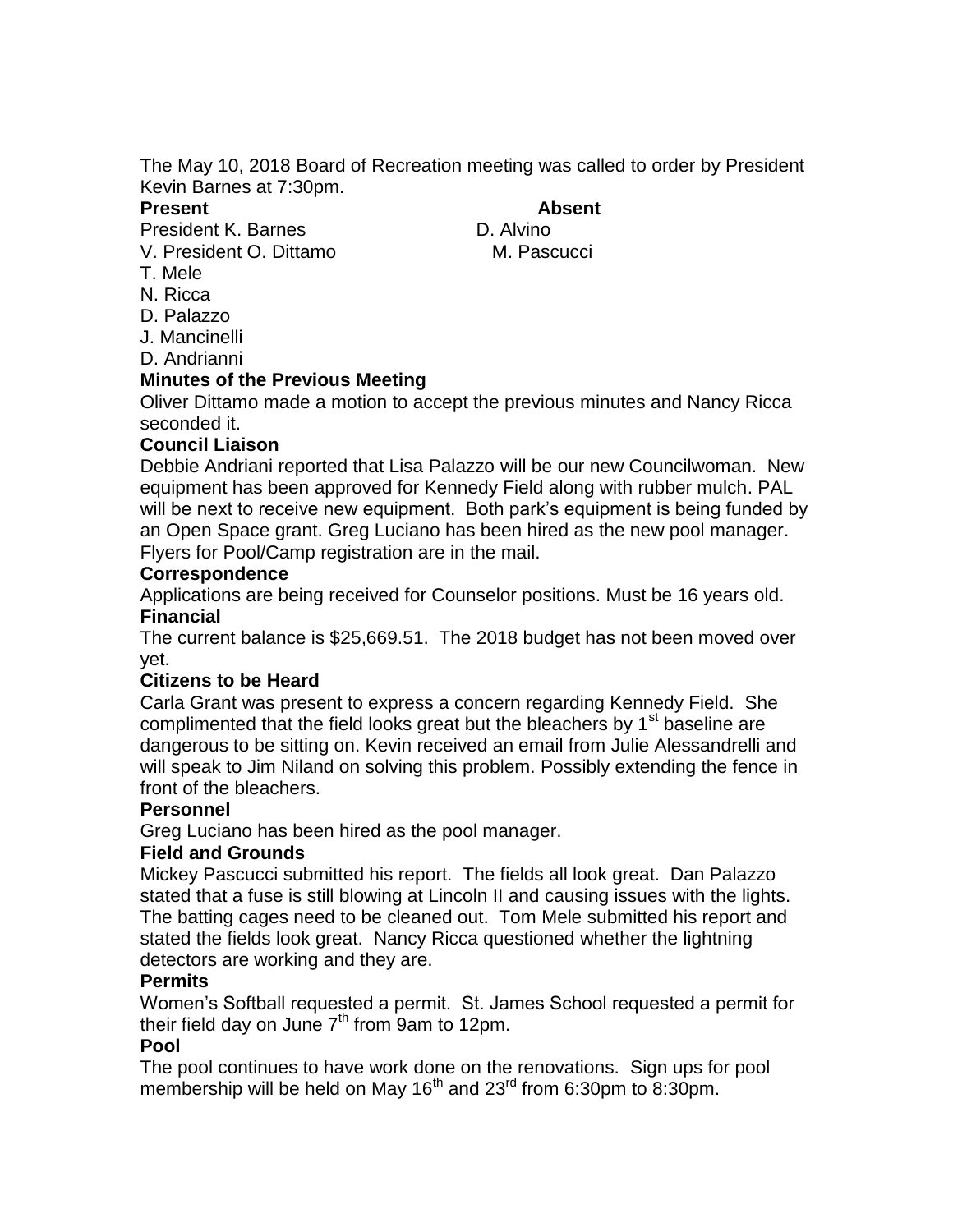The May 10, 2018 Board of Recreation meeting was called to order by President Kevin Barnes at 7:30pm.

| **Present** | **Absent** |
| --- | --- |
| President K. Barnes | D. Alvino |
| V. President O. Dittamo | M. Pascucci |
| T. Mele | |
| N. Ricca | |
| D. Palazzo | |
| J. Mancinelli | |
| D. Andrianni | |

**Minutes of the Previous Meeting**

Oliver Dittamo made a motion to accept the previous minutes and Nancy Ricca seconded it.

**Council Liaison**

Debbie Andriani reported that Lisa Palazzo will be our new Councilwoman. New equipment has been approved for Kennedy Field along with rubber mulch. PAL will be next to receive new equipment. Both park's equipment is being funded by an Open Space grant. Greg Luciano has been hired as the new pool manager. Flyers for Pool/Camp registration are in the mail.

**Correspondence**

Applications are being received for Counselor positions. Must be 16 years old.

**Financial**

The current balance is $25,669.51. The 2018 budget has not been moved over yet.

**Citizens to be Heard**

Carla Grant was present to express a concern regarding Kennedy Field. She complimented that the field looks great but the bleachers by 1st baseline are dangerous to be sitting on. Kevin received an email from Julie Alessandrelli and will speak to Jim Niland on solving this problem. Possibly extending the fence in front of the bleachers.

**Personnel**

Greg Luciano has been hired as the pool manager.

**Field and Grounds**

Mickey Pascucci submitted his report. The fields all look great. Dan Palazzo stated that a fuse is still blowing at Lincoln II and causing issues with the lights. The batting cages need to be cleaned out. Tom Mele submitted his report and stated the fields look great. Nancy Ricca questioned whether the lightning detectors are working and they are.

**Permits**

Women's Softball requested a permit. St. James School requested a permit for their field day on June 7th from 9am to 12pm.

**Pool**

The pool continues to have work done on the renovations. Sign ups for pool membership will be held on May 16th and 23rd from 6:30pm to 8:30pm.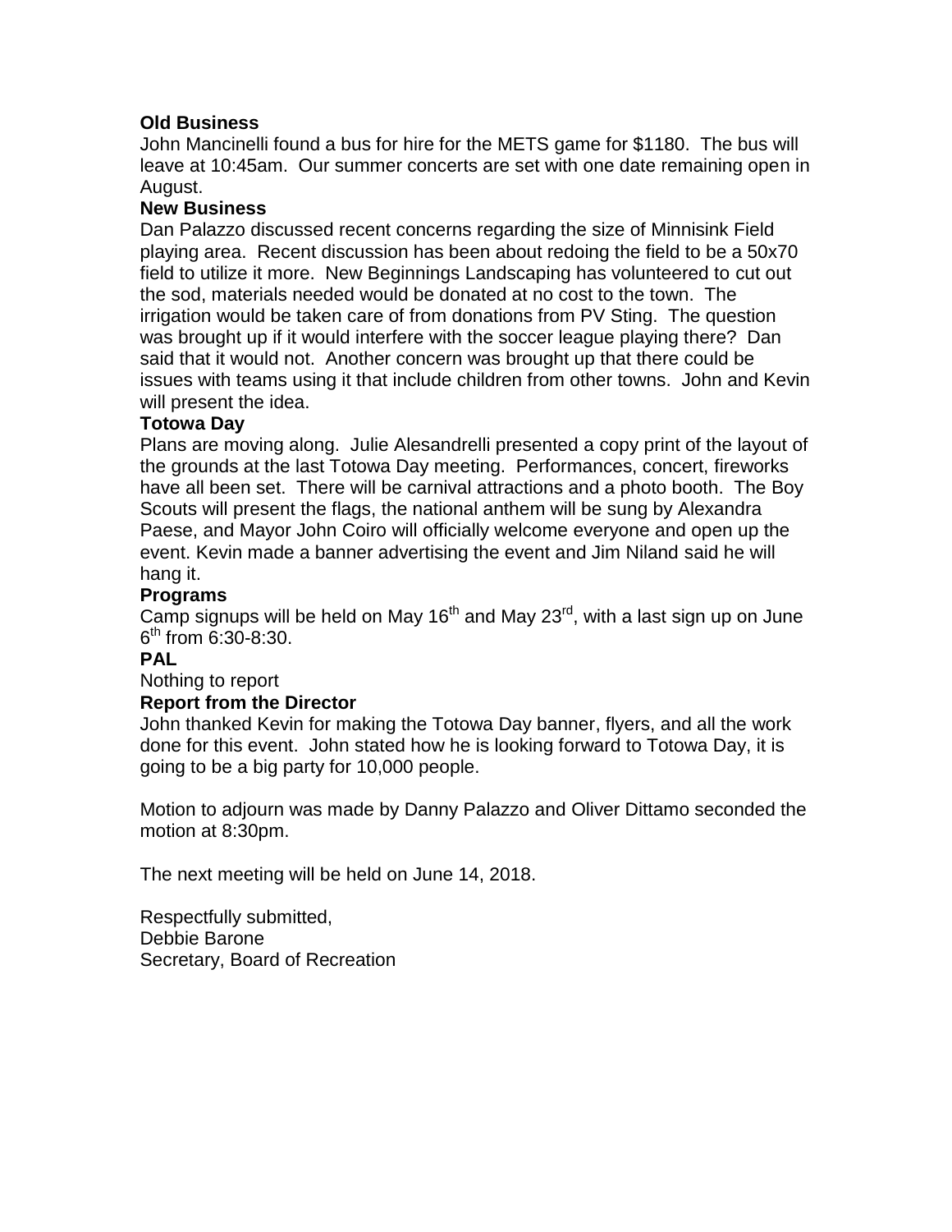**Old Business**

John Mancinelli found a bus for hire for the METS game for $1180. The bus will leave at 10:45am. Our summer concerts are set with one date remaining open in August.

**New Business**

Dan Palazzo discussed recent concerns regarding the size of Minnisink Field playing area. Recent discussion has been about redoing the field to be a 50x70 field to utilize it more. New Beginnings Landscaping has volunteered to cut out the sod, materials needed would be donated at no cost to the town. The irrigation would be taken care of from donations from PV Sting. The question was brought up if it would interfere with the soccer league playing there? Dan said that it would not. Another concern was brought up that there could be issues with teams using it that include children from other towns. John and Kevin will present the idea.

**Totowa Day**

Plans are moving along. Julie Alesandrelli presented a copy print of the layout of the grounds at the last Totowa Day meeting. Performances, concert, fireworks have all been set. There will be carnival attractions and a photo booth. The Boy Scouts will present the flags, the national anthem will be sung by Alexandra Paese, and Mayor John Coiro will officially welcome everyone and open up the event. Kevin made a banner advertising the event and Jim Niland said he will hang it.

**Programs**

Camp signups will be held on May 16th and May 23rd, with a last sign up on June 6th from 6:30-8:30.

**PAL**

Nothing to report

**Report from the Director**

John thanked Kevin for making the Totowa Day banner, flyers, and all the work done for this event. John stated how he is looking forward to Totowa Day, it is going to be a big party for 10,000 people.

Motion to adjourn was made by Danny Palazzo and Oliver Dittamo seconded the motion at 8:30pm.

The next meeting will be held on June 14, 2018.

Respectfully submitted,
Debbie Barone
Secretary, Board of Recreation